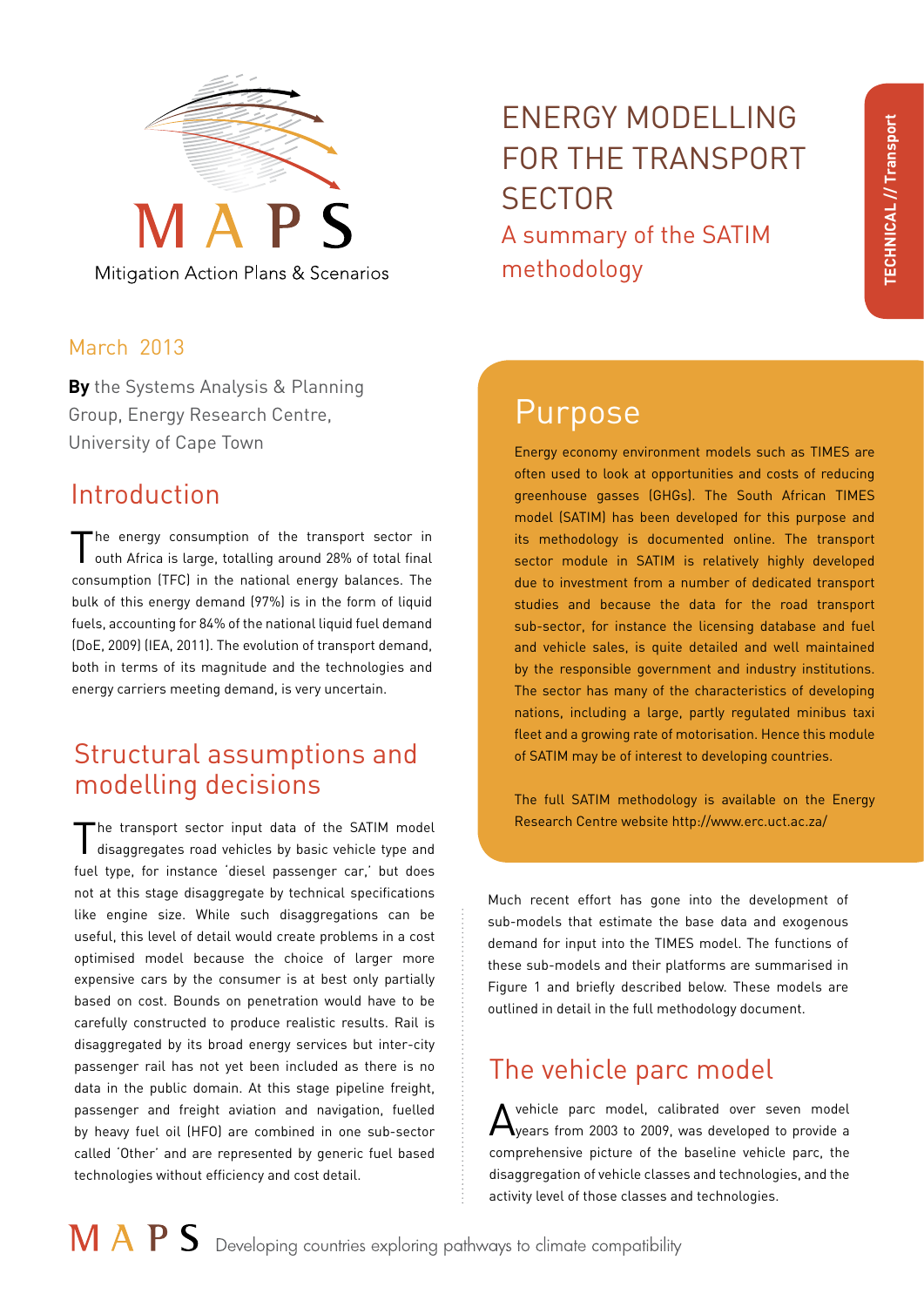MAPS

Mitigation Action Plans & Scenarios

# ENERGY MODELLING FOR THE TRANSPORT SECTOR

## A summary of the SATIM methodology

TECHNICAL // Transport

March 2013

**By** the Systems Analysis & Planning Group, Energy Research Centre, University of Cape Town

## Introduction

The energy consumption of the transport sector in South Africa is large, totalling around 28% of total final consumption (TFC) in the national energy balances. The bulk of this energy demand (97%) is in the form of liquid fuels, accounting for 84% of the national liquid fuel demand (DoE, 2009) (IEA, 2011). The evolution of transport demand, both in terms of its magnitude and the technologies and energy carriers meeting demand, is very uncertain.

## Structural assumptions and modelling decisions

The transport sector input data of the SATIM model disaggregates road vehicles by basic vehicle type and fuel type, for instance 'diesel passenger car,' but does not at this stage disaggregate by technical specifications like engine size. While such disaggregations can be useful, this level of detail would create problems in a cost optimised model because the choice of larger more expensive cars by the consumer is at best only partially based on cost. Bounds on penetration would have to be carefully constructed to produce realistic results. Rail is disaggregated by its broad energy services but inter-city passenger rail has not yet been included as there is no data in the public domain. At this stage pipeline freight, passenger and freight aviation and navigation, fuelled by heavy fuel oil (HFO) are combined in one sub-sector called 'Other' and are represented by generic fuel based technologies without efficiency and cost detail.

## Purpose

Energy economy environment models such as TIMES are often used to look at opportunities and costs of reducing greenhouse gasses (GHGs). The South African TIMES model (SATIM) has been developed for this purpose and its methodology is documented online. The transport sector module in SATIM is relatively highly developed due to investment from a number of dedicated transport studies and because the data for the road transport sub-sector, for instance the licensing database and fuel and vehicle sales, is quite detailed and well maintained by the responsible government and industry institutions. The sector has many of the characteristics of developing nations, including a large, partly regulated minibus taxi fleet and a growing rate of motorisation. Hence this module of SATIM may be of interest to developing countries.

The full SATIM methodology is available on the Energy Research Centre website http://www.erc.uct.ac.za/

Much recent effort has gone into the development of sub-models that estimate the base data and exogenous demand for input into the TIMES model. The functions of these sub-models and their platforms are summarised in Figure 1 and briefly described below. These models are outlined in detail in the full methodology document.

## The vehicle parc model

A vehicle parc model, calibrated over seven model years from 2003 to 2009, was developed to provide a comprehensive picture of the baseline vehicle parc, the disaggregation of vehicle classes and technologies, and the activity level of those classes and technologies.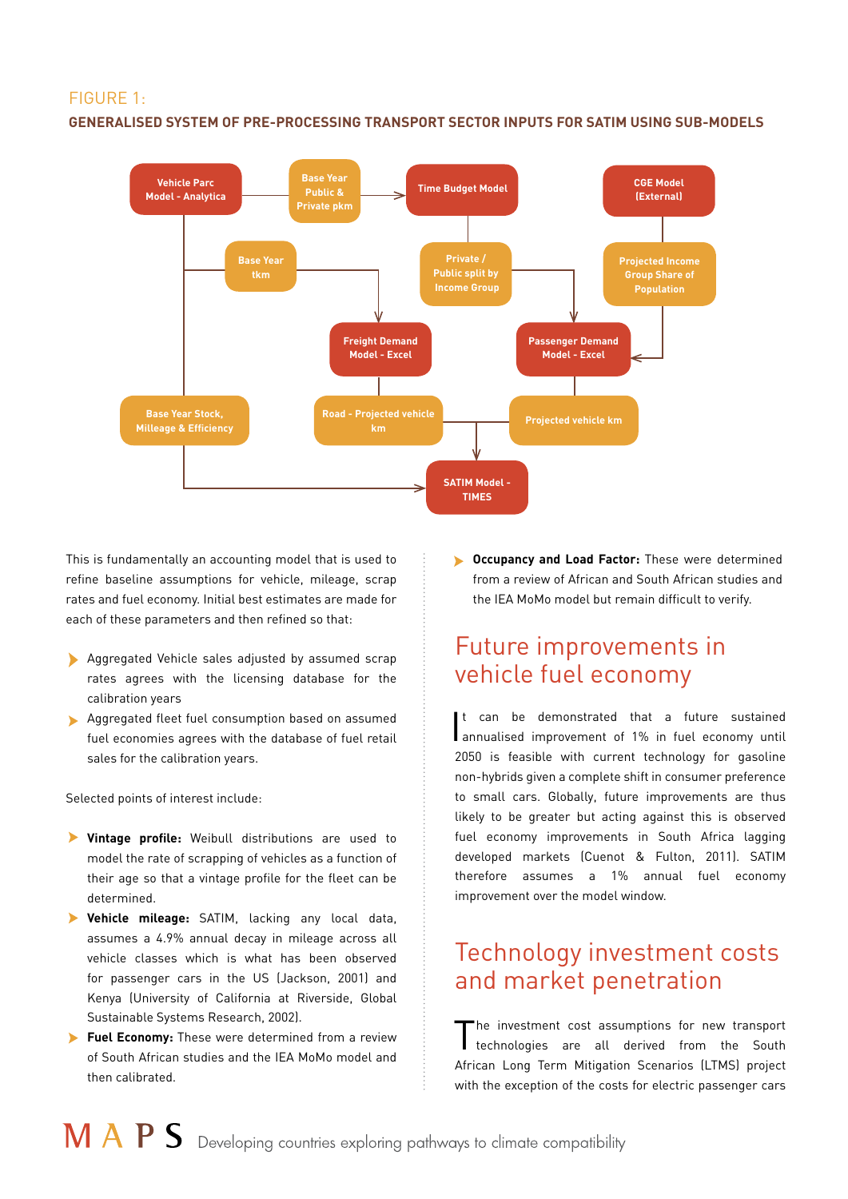FIGURE 1:

**GENERALISED SYSTEM OF PRE-PROCESSING TRANSPORT SECTOR INPUTS FOR SATIM USING SUB-MODELS**

Vehicle Parc Model - Analytica

Base Year Public & Private pkm

Time Budget Model

CGE Model (External)

Base Year tkm

Private / Public split by Income Group

Projected Income Group Share of Population

Freight Demand Model - Excel

Passenger Demand Model - Excel

Base Year Stock, Milleage & Efficiency

Road - Projected vehicle km

Projected vehicle km

SATIM Model - TIMES

This is fundamentally an accounting model that is used to refine baseline assumptions for vehicle, mileage, scrap rates and fuel economy. Initial best estimates are made for each of these parameters and then refined so that:

- Aggregated Vehicle sales adjusted by assumed scrap rates agrees with the licensing database for the calibration years
- Aggregated fleet fuel consumption based on assumed fuel economies agrees with the database of fuel retail sales for the calibration years.

Selected points of interest include:

- **Vintage profile:** Weibull distributions are used to model the rate of scrapping of vehicles as a function of their age so that a vintage profile for the fleet can be determined.
- **Vehicle mileage:** SATIM, lacking any local data, assumes a 4.9% annual decay in mileage across all vehicle classes which is what has been observed for passenger cars in the US (Jackson, 2001) and Kenya (University of California at Riverside, Global Sustainable Systems Research, 2002).
- **Fuel Economy:** These were determined from a review of South African studies and the IEA MoMo model and then calibrated.
- **Occupancy and Load Factor:** These were determined from a review of African and South African studies and the IEA MoMo model but remain difficult to verify.

## Future improvements in vehicle fuel economy

It can be demonstrated that a future sustained annualised improvement of 1% in fuel economy until 2050 is feasible with current technology for gasoline non-hybrids given a complete shift in consumer preference to small cars. Globally, future improvements are thus likely to be greater but acting against this is observed fuel economy improvements in South Africa lagging developed markets (Cuenot & Fulton, 2011). SATIM therefore assumes a 1% annual fuel economy improvement over the model window.

## Technology investment costs and market penetration

The investment cost assumptions for new transport technologies are all derived from the South African Long Term Mitigation Scenarios (LTMS) project with the exception of the costs for electric passenger cars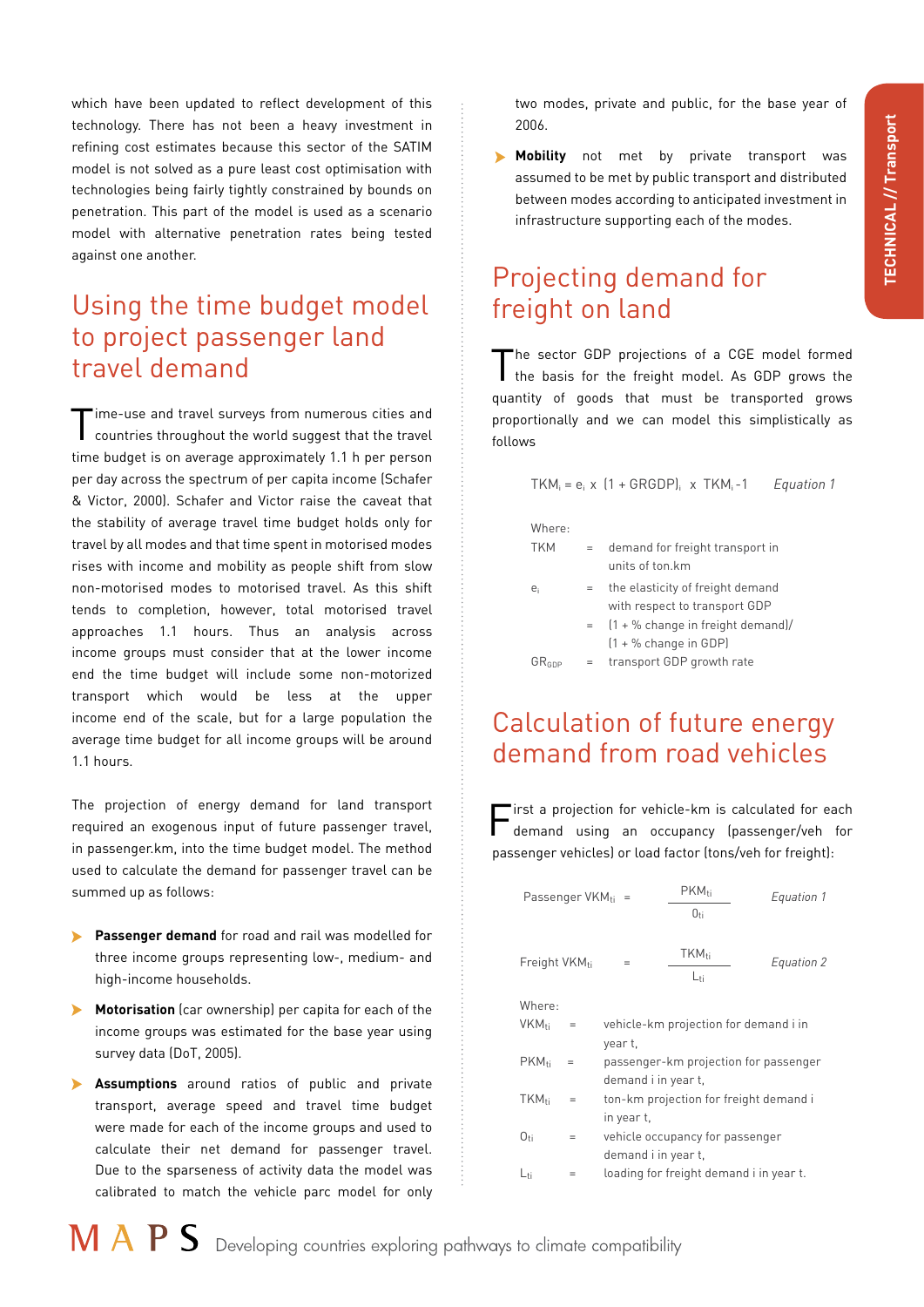which have been updated to reflect development of this technology. There has not been a heavy investment in refining cost estimates because this sector of the SATIM model is not solved as a pure least cost optimisation with technologies being fairly tightly constrained by bounds on penetration. This part of the model is used as a scenario model with alternative penetration rates being tested against one another.

## Using the time budget model to project passenger land travel demand

Time-use and travel surveys from numerous cities and countries throughout the world suggest that the travel time budget is on average approximately 1.1 h per person per day across the spectrum of per capita income (Schafer & Victor, 2000). Schafer and Victor raise the caveat that the stability of average travel time budget holds only for travel by all modes and that time spent in motorised modes rises with income and mobility as people shift from slow non-motorised modes to motorised travel. As this shift tends to completion, however, total motorised travel approaches 1.1 hours. Thus an analysis across income groups must consider that at the lower income end the time budget will include some non-motorized transport which would be less at the upper income end of the scale, but for a large population the average time budget for all income groups will be around 1.1 hours.

The projection of energy demand for land transport required an exogenous input of future passenger travel, in passenger.km, into the time budget model. The method used to calculate the demand for passenger travel can be summed up as follows:

- **Passenger demand** for road and rail was modelled for three income groups representing low-, medium- and high-income households.
- **Motorisation** (car ownership) per capita for each of the income groups was estimated for the base year using survey data (DoT, 2005).
- **Assumptions** around ratios of public and private transport, average speed and travel time budget were made for each of the income groups and used to calculate their net demand for passenger travel. Due to the sparseness of activity data the model was calibrated to match the vehicle parc model for only two modes, private and public, for the base year of 2006.
- **Mobility** not met by private transport was assumed to be met by public transport and distributed between modes according to anticipated investment in infrastructure supporting each of the modes.

## Projecting demand for freight on land

The sector GDP projections of a CGE model formed the basis for the freight model. As GDP grows the quantity of goods that must be transported grows proportionally and we can model this simplistically as follows

$$TKM_i = e_i \times (1 + GRGDP)_i \times TKM_i - 1 \qquad \textit{Equation 1}$$

Where:

| | | |
|---|---|---|
| TKM | = | demand for freight transport in units of ton.km |
| $e_i$ | = | the elasticity of freight demand with respect to transport GDP |
| | = | (1 + % change in freight demand)/ (1 + % change in GDP) |
| $GR_{GDP}$ | = | transport GDP growth rate |

## Calculation of future energy demand from road vehicles

First a projection for vehicle-km is calculated for each demand using an occupancy (passenger/veh for passenger vehicles) or load factor (tons/veh for freight):

$$\text{Passenger } VKM_{ti} = \frac{PKM_{ti}}{O_{ti}} \qquad \textit{Equation 1}$$

$$\text{Freight } VKM_{ti} = \frac{TKM_{ti}}{L_{ti}} \qquad \textit{Equation 2}$$

Where:

| | | |
|---|---|---|
| $VKM_{ti}$ | = | vehicle-km projection for demand i in year t, |
| $PKM_{ti}$ | = | passenger-km projection for passenger demand i in year t, |
| $TKM_{ti}$ | = | ton-km projection for freight demand i in year t, |
| $O_{ti}$ | = | vehicle occupancy for passenger demand i in year t, |
| $L_{ti}$ | = | loading for freight demand i in year t. |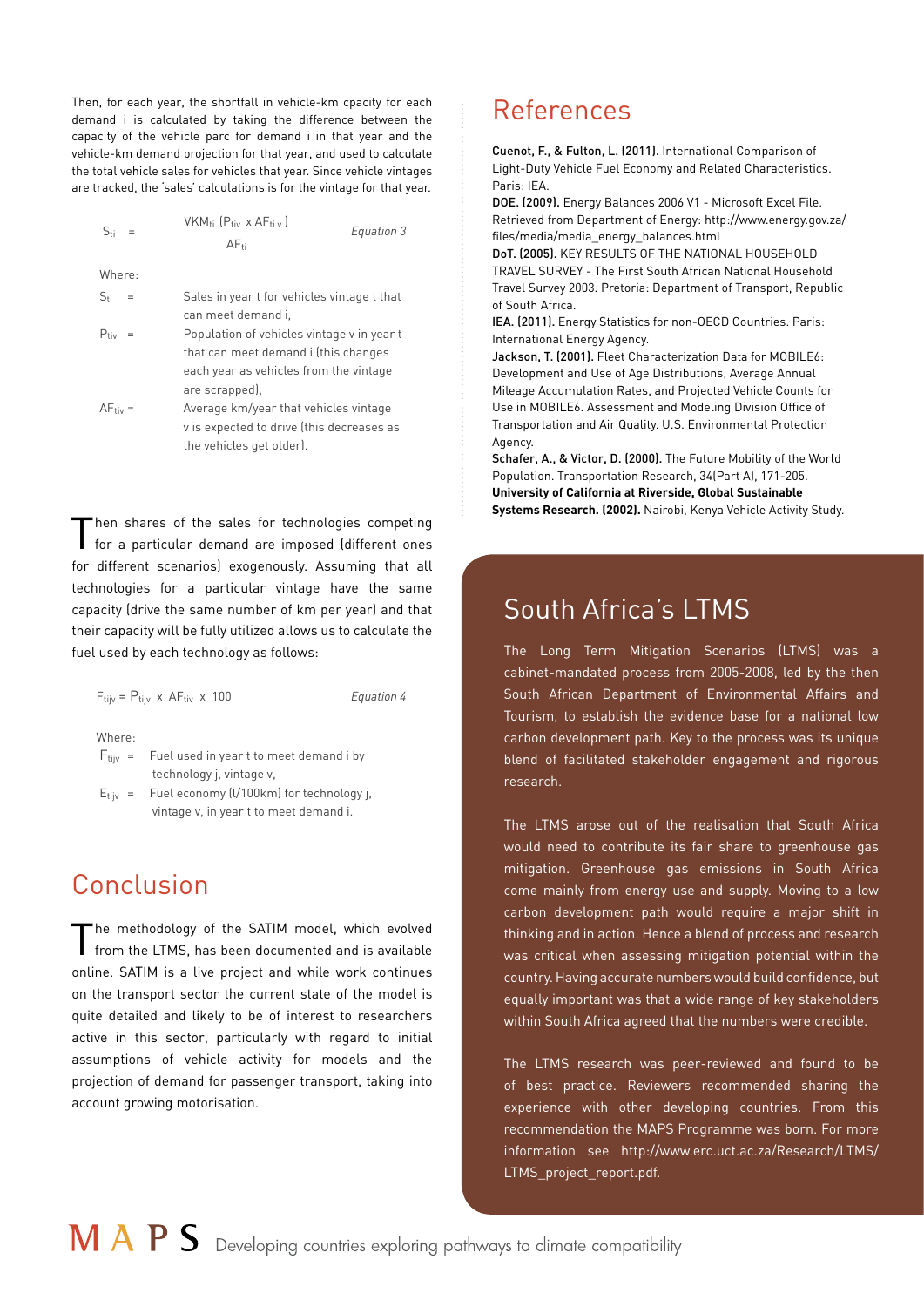Then, for each year, the shortfall in vehicle-km cpacity for each demand i is calculated by taking the difference between the capacity of the vehicle parc for demand i in that year and the vehicle-km demand projection for that year, and used to calculate the total vehicle sales for vehicles that year. Since vehicle vintages are tracked, the 'sales' calculations is for the vintage for that year.

$$S_{ti} = \frac{VKM_{ti} (P_{tiv} \times AF_{tiv})}{AF_{ti}} \qquad \text{Equation 3}$$

Where:

$S_{ti}$ = Sales in year t for vehicles vintage t that can meet demand i,

$P_{tiv}$ = Population of vehicles vintage v in year t that can meet demand i (this changes each year as vehicles from the vintage are scrapped),

$AF_{tiv}$ = Average km/year that vehicles vintage v is expected to drive (this decreases as the vehicles get older).

Then shares of the sales for technologies competing for a particular demand are imposed (different ones for different scenarios) exogenously. Assuming that all technologies for a particular vintage have the same capacity (drive the same number of km per year) and that their capacity will be fully utilized allows us to calculate the fuel used by each technology as follows:

$$F_{tijv} = P_{tijv} \times AF_{tiv} \times 100 \qquad \text{Equation 4}$$

Where:

$F_{tijv}$ = Fuel used in year t to meet demand i by technology j, vintage v,

$E_{tijv}$ = Fuel economy (l/100km) for technology j, vintage v, in year t to meet demand i.

## Conclusion

The methodology of the SATIM model, which evolved from the LTMS, has been documented and is available online. SATIM is a live project and while work continues on the transport sector the current state of the model is quite detailed and likely to be of interest to researchers active in this sector, particularly with regard to initial assumptions of vehicle activity for models and the projection of demand for passenger transport, taking into account growing motorisation.

## References

**Cuenot, F., & Fulton, L. (2011).** International Comparison of Light-Duty Vehicle Fuel Economy and Related Characteristics. Paris: IEA.

**DOE. (2009).** Energy Balances 2006 V1 - Microsoft Excel File. Retrieved from Department of Energy: http://www.energy.gov.za/files/media/media_energy_balances.html

**DoT. (2005).** KEY RESULTS OF THE NATIONAL HOUSEHOLD TRAVEL SURVEY - The First South African National Household Travel Survey 2003. Pretoria: Department of Transport, Republic of South Africa.

**IEA. (2011).** Energy Statistics for non-OECD Countries. Paris: International Energy Agency.

**Jackson, T. (2001).** Fleet Characterization Data for MOBILE6: Development and Use of Age Distributions, Average Annual Mileage Accumulation Rates, and Projected Vehicle Counts for Use in MOBILE6. Assessment and Modeling Division Office of Transportation and Air Quality. U.S. Environmental Protection Agency.

**Schafer, A., & Victor, D. (2000).** The Future Mobility of the World Population. Transportation Research, 34(Part A), 171-205.

**University of California at Riverside, Global Sustainable Systems Research. (2002).** Nairobi, Kenya Vehicle Activity Study.

## South Africa's LTMS

The Long Term Mitigation Scenarios (LTMS) was a cabinet-mandated process from 2005-2008, led by the then South African Department of Environmental Affairs and Tourism, to establish the evidence base for a national low carbon development path. Key to the process was its unique blend of facilitated stakeholder engagement and rigorous research.

The LTMS arose out of the realisation that South Africa would need to contribute its fair share to greenhouse gas mitigation. Greenhouse gas emissions in South Africa come mainly from energy use and supply. Moving to a low carbon development path would require a major shift in thinking and in action. Hence a blend of process and research was critical when assessing mitigation potential within the country. Having accurate numbers would build confidence, but equally important was that a wide range of key stakeholders within South Africa agreed that the numbers were credible.

The LTMS research was peer-reviewed and found to be of best practice. Reviewers recommended sharing the experience with other developing countries. From this recommendation the MAPS Programme was born. For more information see http://www.erc.uct.ac.za/Research/LTMS/LTMS_project_report.pdf.

MAPS Developing countries exploring pathways to climate compatibility